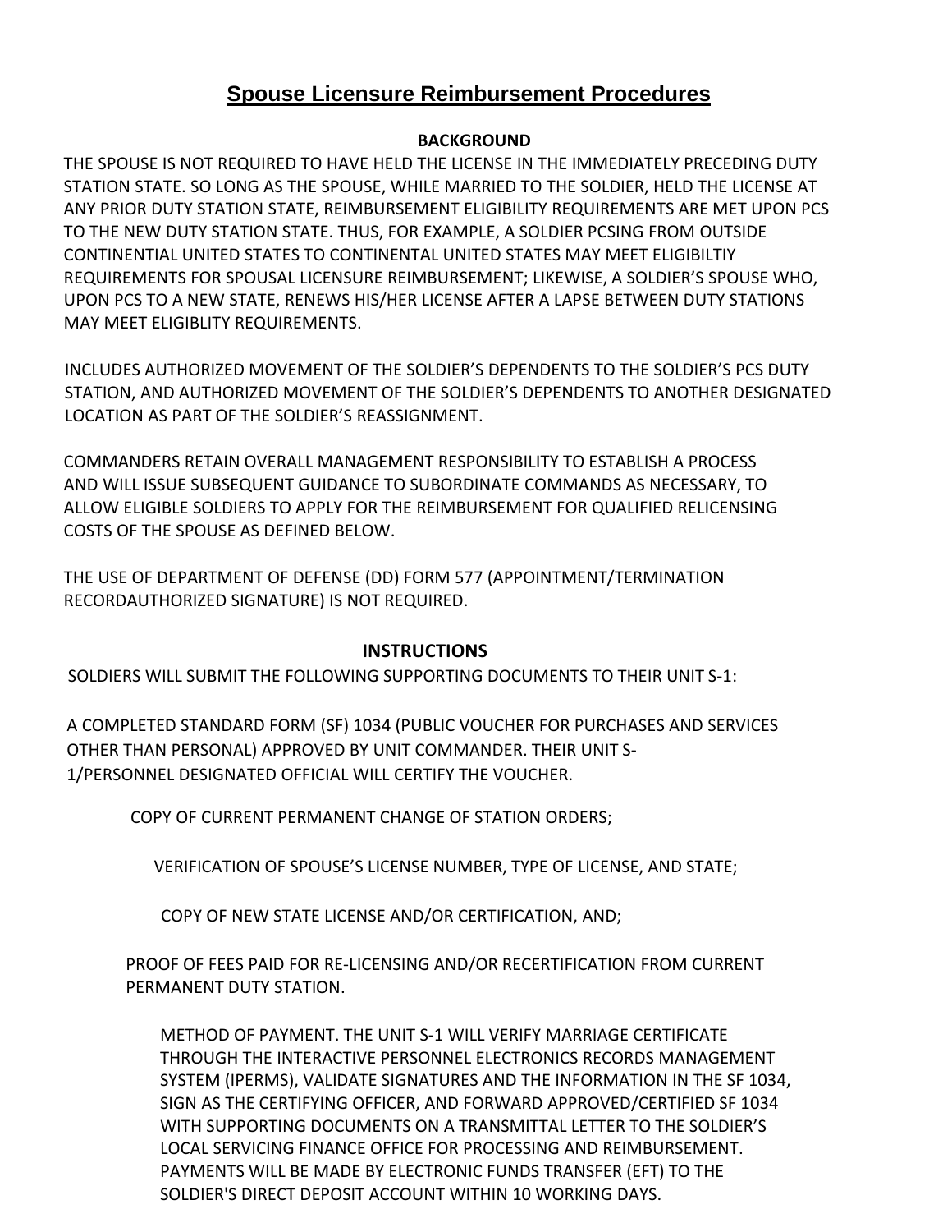# Spouse Licensure Reimbursement Procedures

**BACKGROUND**

THE SPOUSE IS NOT REQUIRED TO HAVE HELD THE LICENSE IN THE IMMEDIATELY PRECEDING DUTY STATION STATE. SO LONG AS THE SPOUSE, WHILE MARRIED TO THE SOLDIER, HELD THE LICENSE AT ANY PRIOR DUTY STATION STATE, REIMBURSEMENT ELIGIBILITY REQUIREMENTS ARE MET UPON PCS TO THE NEW DUTY STATION STATE. THUS, FOR EXAMPLE, A SOLDIER PCSING FROM OUTSIDE CONTINENTIAL UNITED STATES TO CONTINENTAL UNITED STATES MAY MEET ELIGIBILTIY REQUIREMENTS FOR SPOUSAL LICENSURE REIMBURSEMENT; LIKEWISE, A SOLDIER'S SPOUSE WHO, UPON PCS TO A NEW STATE, RENEWS HIS/HER LICENSE AFTER A LAPSE BETWEEN DUTY STATIONS MAY MEET ELIGIBLITY REQUIREMENTS.

INCLUDES AUTHORIZED MOVEMENT OF THE SOLDIER'S DEPENDENTS TO THE SOLDIER'S PCS DUTY STATION, AND AUTHORIZED MOVEMENT OF THE SOLDIER'S DEPENDENTS TO ANOTHER DESIGNATED LOCATION AS PART OF THE SOLDIER'S REASSIGNMENT.

COMMANDERS RETAIN OVERALL MANAGEMENT RESPONSIBILITY TO ESTABLISH A PROCESS AND WILL ISSUE SUBSEQUENT GUIDANCE TO SUBORDINATE COMMANDS AS NECESSARY, TO ALLOW ELIGIBLE SOLDIERS TO APPLY FOR THE REIMBURSEMENT FOR QUALIFIED RELICENSING COSTS OF THE SPOUSE AS DEFINED BELOW.

THE USE OF DEPARTMENT OF DEFENSE (DD) FORM 577 (APPOINTMENT/TERMINATION RECORDAUTHORIZED SIGNATURE) IS NOT REQUIRED.

**INSTRUCTIONS**

SOLDIERS WILL SUBMIT THE FOLLOWING SUPPORTING DOCUMENTS TO THEIR UNIT S-1:

A COMPLETED STANDARD FORM (SF) 1034 (PUBLIC VOUCHER FOR PURCHASES AND SERVICES OTHER THAN PERSONAL) APPROVED BY UNIT COMMANDER. THEIR UNIT S-1/PERSONNEL DESIGNATED OFFICIAL WILL CERTIFY THE VOUCHER.

COPY OF CURRENT PERMANENT CHANGE OF STATION ORDERS;

VERIFICATION OF SPOUSE'S LICENSE NUMBER, TYPE OF LICENSE, AND STATE;

COPY OF NEW STATE LICENSE AND/OR CERTIFICATION, AND;

PROOF OF FEES PAID FOR RE-LICENSING AND/OR RECERTIFICATION FROM CURRENT PERMANENT DUTY STATION.

METHOD OF PAYMENT. THE UNIT S-1 WILL VERIFY MARRIAGE CERTIFICATE THROUGH THE INTERACTIVE PERSONNEL ELECTRONICS RECORDS MANAGEMENT SYSTEM (IPERMS), VALIDATE SIGNATURES AND THE INFORMATION IN THE SF 1034, SIGN AS THE CERTIFYING OFFICER, AND FORWARD APPROVED/CERTIFIED SF 1034 WITH SUPPORTING DOCUMENTS ON A TRANSMITTAL LETTER TO THE SOLDIER'S LOCAL SERVICING FINANCE OFFICE FOR PROCESSING AND REIMBURSEMENT. PAYMENTS WILL BE MADE BY ELECTRONIC FUNDS TRANSFER (EFT) TO THE SOLDIER'S DIRECT DEPOSIT ACCOUNT WITHIN 10 WORKING DAYS.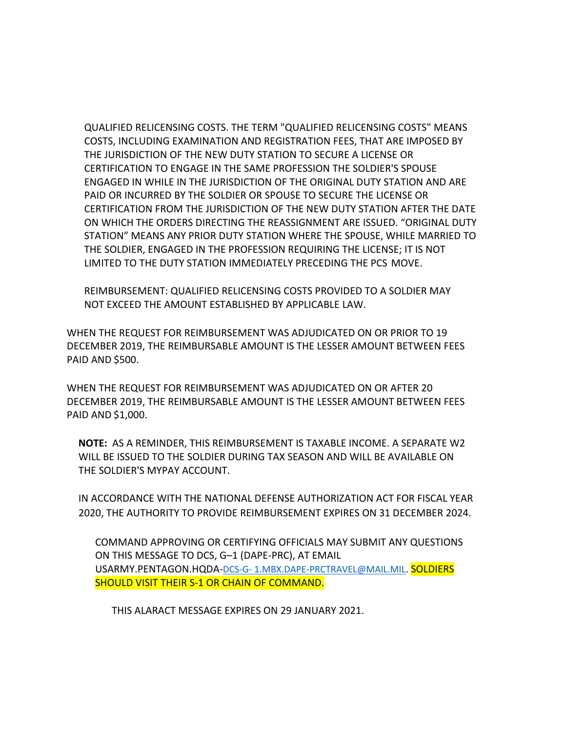QUALIFIED RELICENSING COSTS. THE TERM "QUALIFIED RELICENSING COSTS" MEANS COSTS, INCLUDING EXAMINATION AND REGISTRATION FEES, THAT ARE IMPOSED BY THE JURISDICTION OF THE NEW DUTY STATION TO SECURE A LICENSE OR CERTIFICATION TO ENGAGE IN THE SAME PROFESSION THE SOLDIER'S SPOUSE ENGAGED IN WHILE IN THE JURISDICTION OF THE ORIGINAL DUTY STATION AND ARE PAID OR INCURRED BY THE SOLDIER OR SPOUSE TO SECURE THE LICENSE OR CERTIFICATION FROM THE JURISDICTION OF THE NEW DUTY STATION AFTER THE DATE ON WHICH THE ORDERS DIRECTING THE REASSIGNMENT ARE ISSUED. "ORIGINAL DUTY STATION" MEANS ANY PRIOR DUTY STATION WHERE THE SPOUSE, WHILE MARRIED TO THE SOLDIER, ENGAGED IN THE PROFESSION REQUIRING THE LICENSE; IT IS NOT LIMITED TO THE DUTY STATION IMMEDIATELY PRECEDING THE PCS MOVE.

REIMBURSEMENT: QUALIFIED RELICENSING COSTS PROVIDED TO A SOLDIER MAY NOT EXCEED THE AMOUNT ESTABLISHED BY APPLICABLE LAW.

WHEN THE REQUEST FOR REIMBURSEMENT WAS ADJUDICATED ON OR PRIOR TO 19 DECEMBER 2019, THE REIMBURSABLE AMOUNT IS THE LESSER AMOUNT BETWEEN FEES PAID AND $500.

WHEN THE REQUEST FOR REIMBURSEMENT WAS ADJUDICATED ON OR AFTER 20 DECEMBER 2019, THE REIMBURSABLE AMOUNT IS THE LESSER AMOUNT BETWEEN FEES PAID AND $1,000.

**NOTE:** AS A REMINDER, THIS REIMBURSEMENT IS TAXABLE INCOME. A SEPARATE W2 WILL BE ISSUED TO THE SOLDIER DURING TAX SEASON AND WILL BE AVAILABLE ON THE SOLDIER'S MYPAY ACCOUNT.

IN ACCORDANCE WITH THE NATIONAL DEFENSE AUTHORIZATION ACT FOR FISCAL YEAR 2020, THE AUTHORITY TO PROVIDE REIMBURSEMENT EXPIRES ON 31 DECEMBER 2024.

COMMAND APPROVING OR CERTIFYING OFFICIALS MAY SUBMIT ANY QUESTIONS ON THIS MESSAGE TO DCS, G–1 (DAPE-PRC), AT EMAIL USARMY.PENTAGON.HQDA-DCS-G- 1.MBX.DAPE-PRCTRAVEL@MAIL.MIL. SOLDIERS SHOULD VISIT THEIR S-1 OR CHAIN OF COMMAND.

THIS ALARACT MESSAGE EXPIRES ON 29 JANUARY 2021.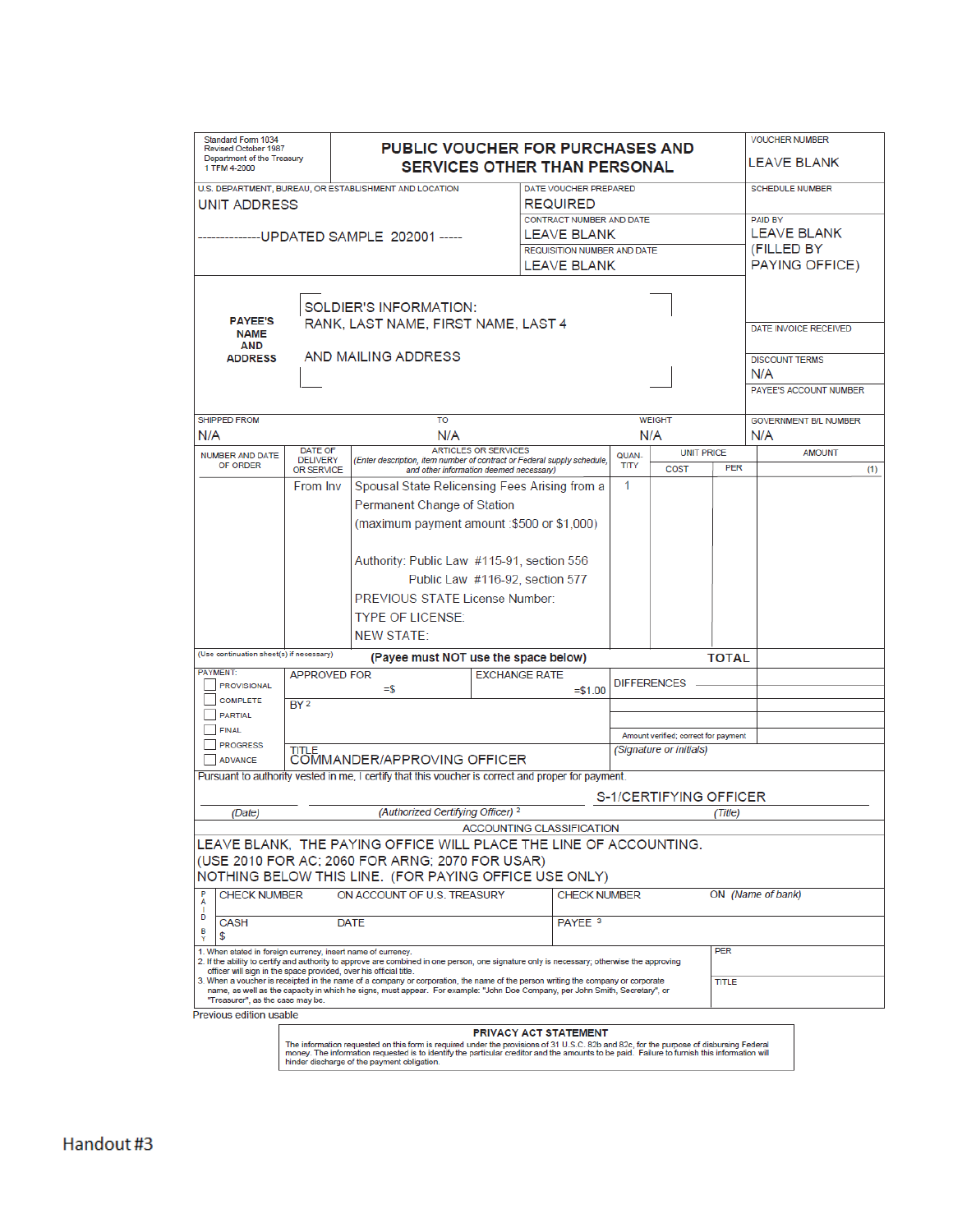Standard Form 1034
Revised October 1987
Department of the Treasury
1 TFM 4-2000

# PUBLIC VOUCHER FOR PURCHASES AND SERVICES OTHER THAN PERSONAL

| | | |
|---|---|---|
| U.S. DEPARTMENT, BUREAU, OR ESTABLISHMENT AND LOCATION<br>UNIT ADDRESS<br><br>--------------UPDATED SAMPLE 202001 ----- | DATE VOUCHER PREPARED<br>REQUIRED<br>CONTRACT NUMBER AND DATE<br>LEAVE BLANK<br>REQUISITION NUMBER AND DATE<br>LEAVE BLANK | VOUCHER NUMBER<br>LEAVE BLANK<br>SCHEDULE NUMBER<br><br>PAID BY<br>LEAVE BLANK<br>(FILLED BY PAYING OFFICE) |
| **PAYEE'S NAME AND ADDRESS** | SOLDIER'S INFORMATION:<br>RANK, LAST NAME, FIRST NAME, LAST 4<br><br>AND MAILING ADDRESS | DATE INVOICE RECEIVED<br><br>DISCOUNT TERMS<br>N/A<br>PAYEE'S ACCOUNT NUMBER |
| SHIPPED FROM<br>N/A | TO<br>N/A &nbsp;&nbsp;&nbsp; WEIGHT<br>N/A | GOVERNMENT B/L NUMBER<br>N/A |

| NUMBER AND DATE OF ORDER | DATE OF DELIVERY OR SERVICE | ARTICLES OR SERVICES (*Enter description, item number of contract or Federal supply schedule, and other information deemed necessary*) | QUANTITY | UNIT PRICE COST | UNIT PRICE PER | AMOUNT (1) |
|---|---|---|---|---|---|---|
| | From Inv | Spousal State Relicensing Fees Arising from a Permanent Change of Station (maximum payment amount :$500 or $1,000)<br><br>Authority: Public Law #115-91, section 556<br>Public Law #116-92, section 577<br>PREVIOUS STATE License Number:<br>TYPE OF LICENSE:<br>NEW STATE: | 1 | | | |
| (Use continuation sheet(s) if necessary) | | **(Payee must NOT use the space below)** | | | **TOTAL** | |

| | | | |
|---|---|---|---|
| PAYMENT:<br>☐ PROVISIONAL<br>☐ COMPLETE<br>☐ PARTIAL<br>☐ FINAL<br>☐ PROGRESS<br>☐ ADVANCE | APPROVED FOR<br>=$<br><br>BY [2]<br><br>TITLE<br>COMMANDER/APPROVING OFFICER | EXCHANGE RATE<br>=$1.00 | DIFFERENCES<br><br>Amount verified; correct for payment<br>*(Signature or initials)* |

Pursuant to authority vested in me, I certify that this voucher is correct and proper for payment.

| | | |
|---|---|---|
| *(Date)* | *(Authorized Certifying Officer)* [2] | S-1/CERTIFYING OFFICER<br>*(Title)* |

ACCOUNTING CLASSIFICATION

LEAVE BLANK. THE PAYING OFFICE WILL PLACE THE LINE OF ACCOUNTING.
(USE 2010 FOR AC; 2060 FOR ARNG; 2070 FOR USAR)
NOTHING BELOW THIS LINE. (FOR PAYING OFFICE USE ONLY)

| PAID BY | | | | |
|---|---|---|---|---|
| | CHECK NUMBER | ON ACCOUNT OF U.S. TREASURY | CHECK NUMBER | ON *(Name of bank)* |
| | CASH<br>$ | DATE | PAYEE [3] | |

1. When stated in foreign currency, insert name of currency.
2. If the ability to certify and authority to approve are combined in one person, one signature only is necessary; otherwise the approving officer will sign in the space provided, over his official title.
3. When a voucher is receipted in the name of a company or corporation, the name of the person writing the company or corporate name, as well as the capacity in which he signs, must appear. For example: "John Doe Company, per John Smith, Secretary", or "Treasurer", as the case may be.

PER

TITLE

Previous edition usable

**PRIVACY ACT STATEMENT**

The information requested on this form is required under the provisions of 31 U.S.C. 82b and 82c, for the purpose of disbursing Federal money. The information requested is to identify the particular creditor and the amounts to be paid. Failure to furnish this information will hinder discharge of the payment obligation.

Handout #3